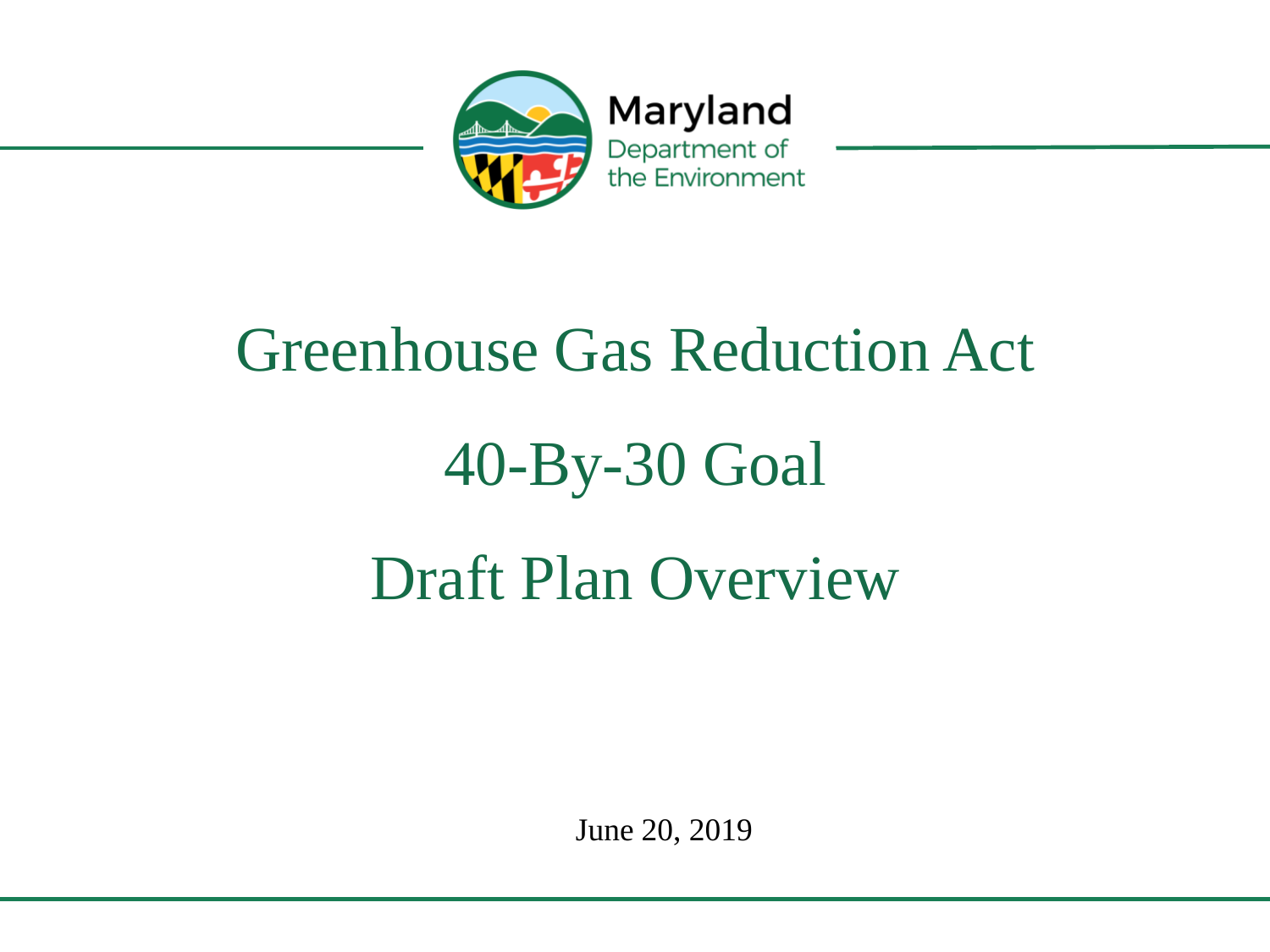Maryland
Department of
the Environment

# Greenhouse Gas Reduction Act

# 40-By-30 Goal

# Draft Plan Overview

June 20, 2019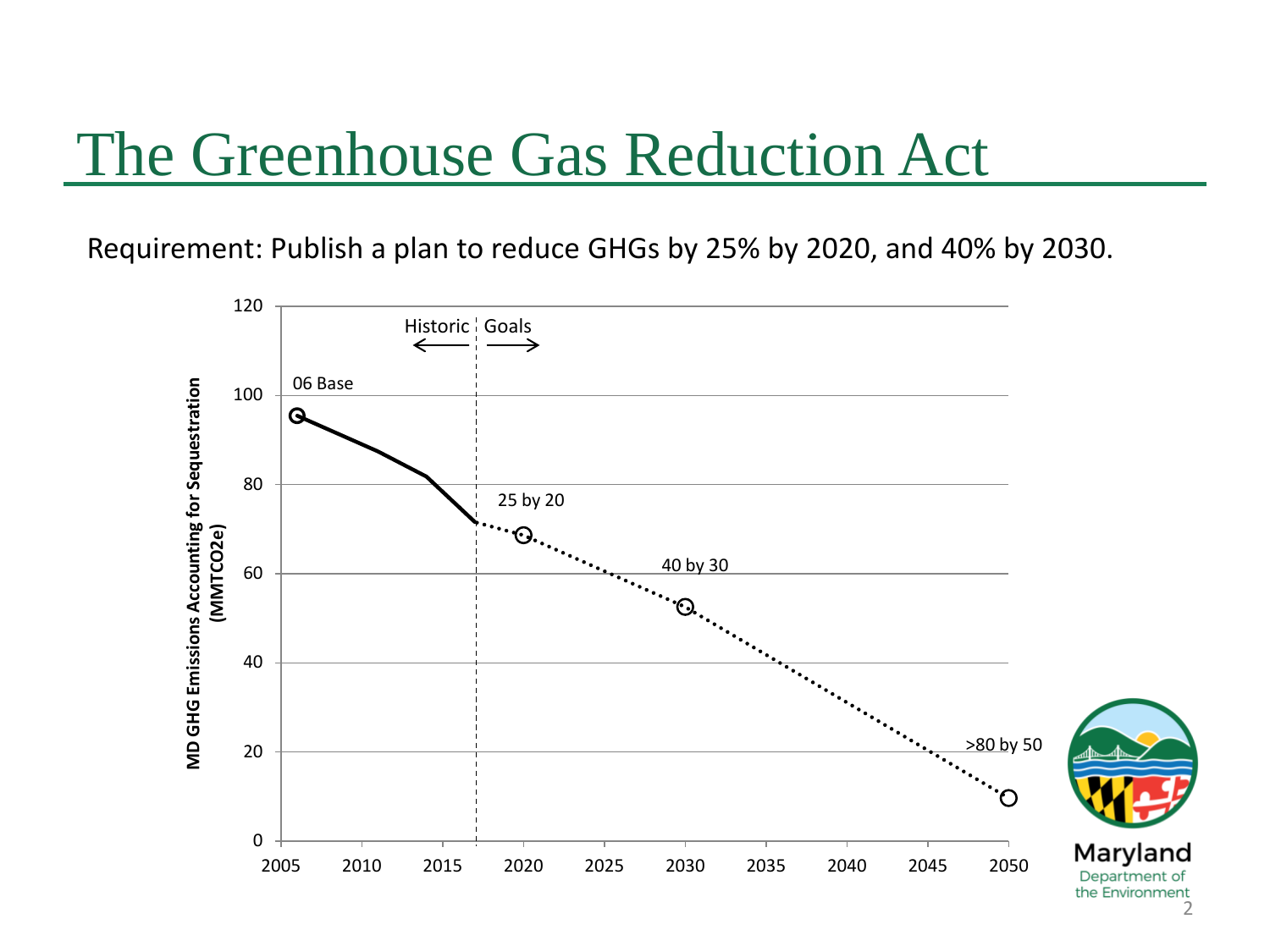# The Greenhouse Gas Reduction Act

Requirement: Publish a plan to reduce GHGs by 25% by 2020, and 40% by 2030.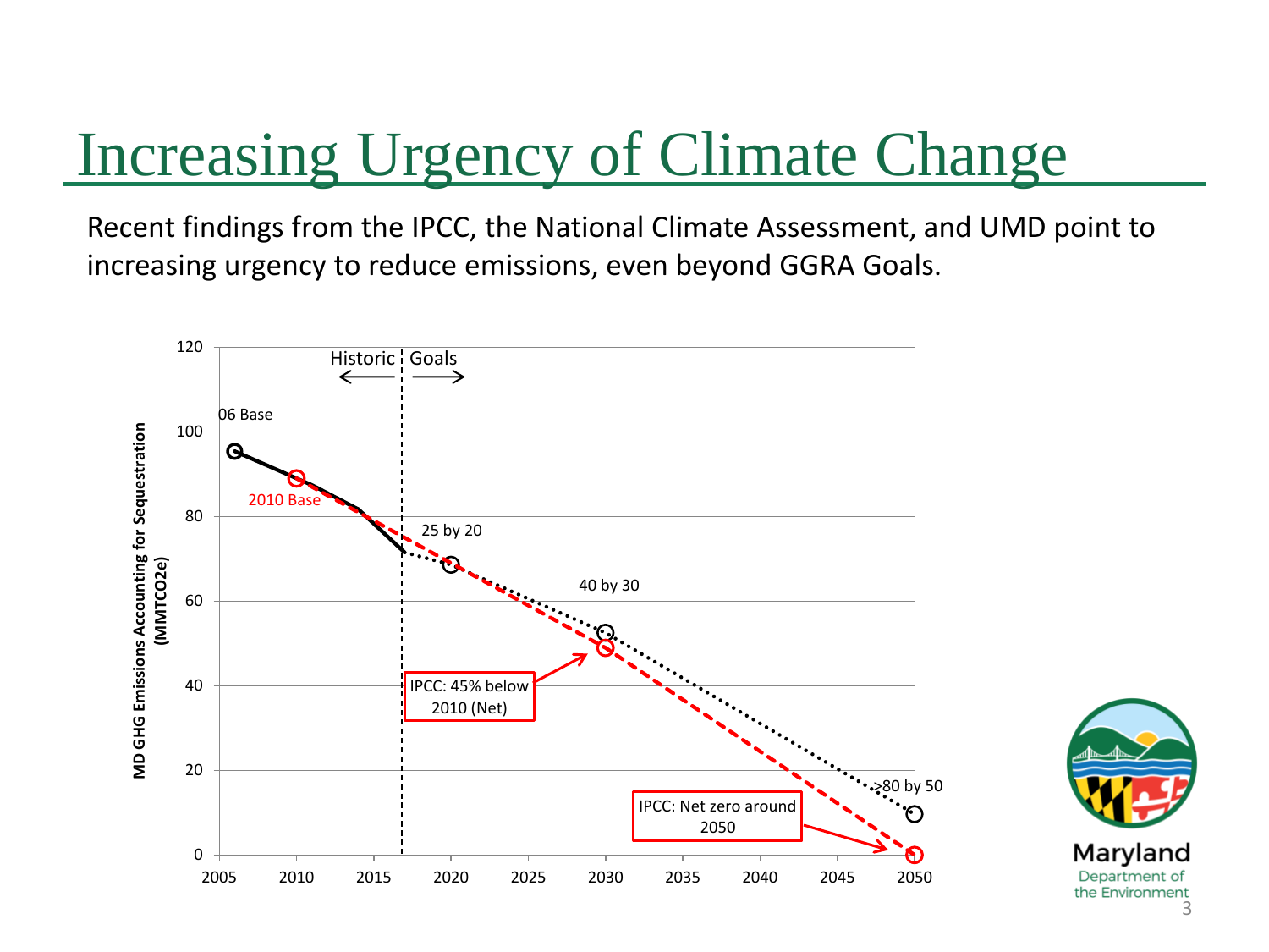# Increasing Urgency of Climate Change

Recent findings from the IPCC, the National Climate Assessment, and UMD point to increasing urgency to reduce emissions, even beyond GGRA Goals.

MD GHG Emissions Accounting for Sequestration (MMTCO2e)

Historic | Goals

06 Base

2010 Base

25 by 20

40 by 30

IPCC: 45% below 2010 (Net)

IPCC: Net zero around 2050

>80 by 50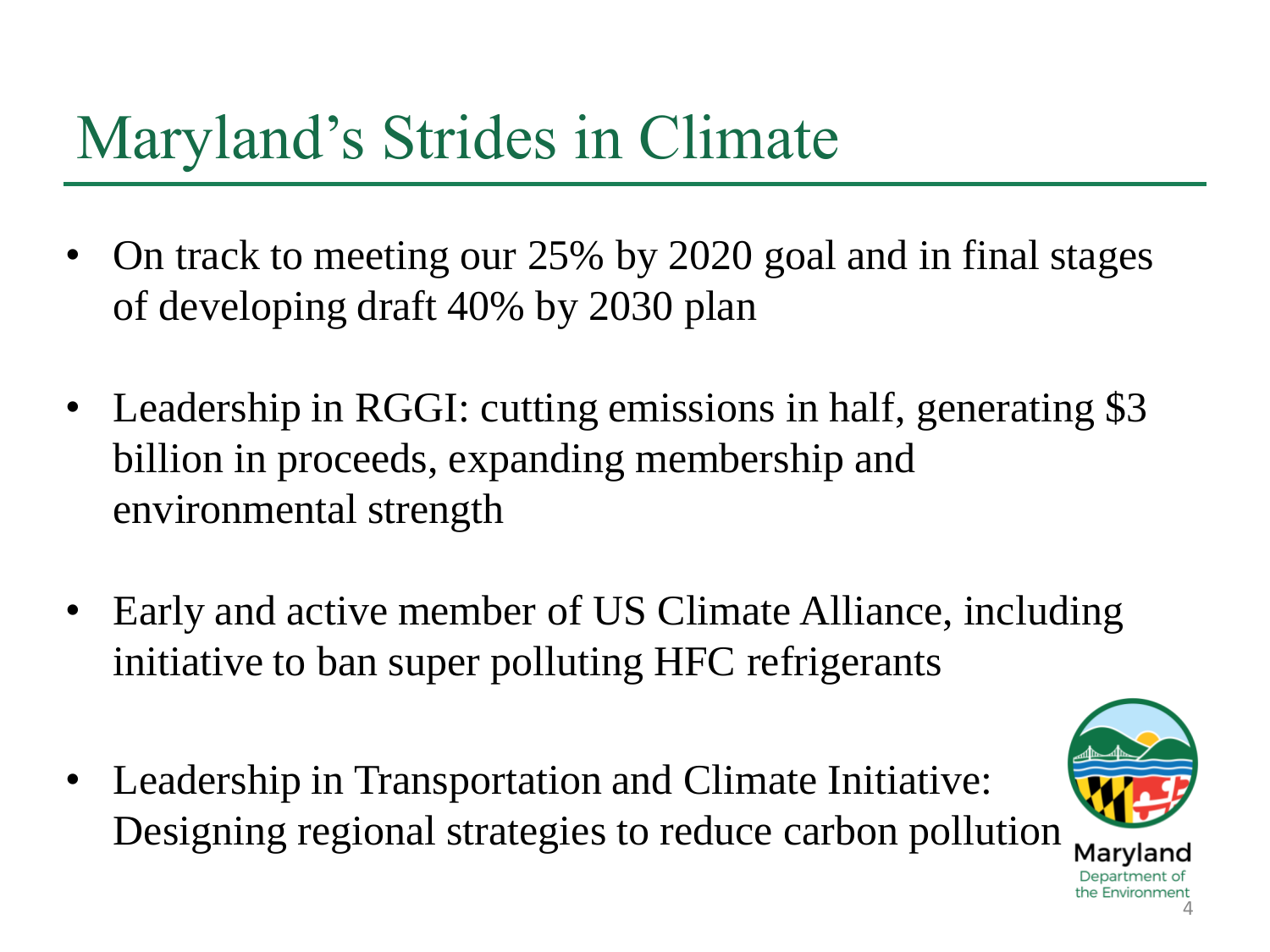# Maryland's Strides in Climate

- On track to meeting our 25% by 2020 goal and in final stages of developing draft 40% by 2030 plan

- Leadership in RGGI: cutting emissions in half, generating $3 billion in proceeds, expanding membership and environmental strength

- Early and active member of US Climate Alliance, including initiative to ban super polluting HFC refrigerants

- Leadership in Transportation and Climate Initiative: Designing regional strategies to reduce carbon pollution

Maryland Department of the Environment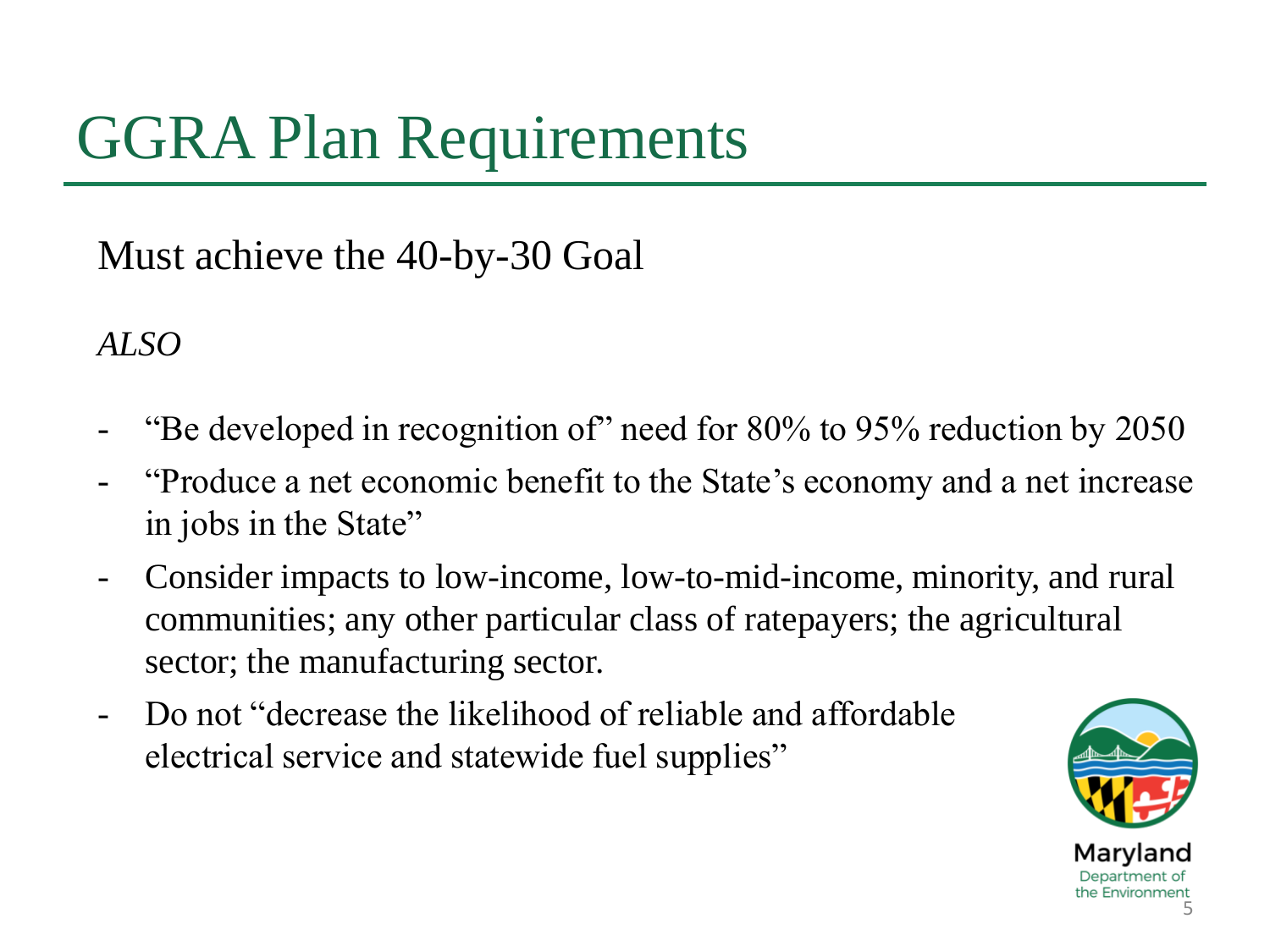# GGRA Plan Requirements

Must achieve the 40-by-30 Goal

*ALSO*

- "Be developed in recognition of" need for 80% to 95% reduction by 2050
- "Produce a net economic benefit to the State's economy and a net increase in jobs in the State"
- Consider impacts to low-income, low-to-mid-income, minority, and rural communities; any other particular class of ratepayers; the agricultural sector; the manufacturing sector.
- Do not "decrease the likelihood of reliable and affordable electrical service and statewide fuel supplies"

Maryland Department of the Environment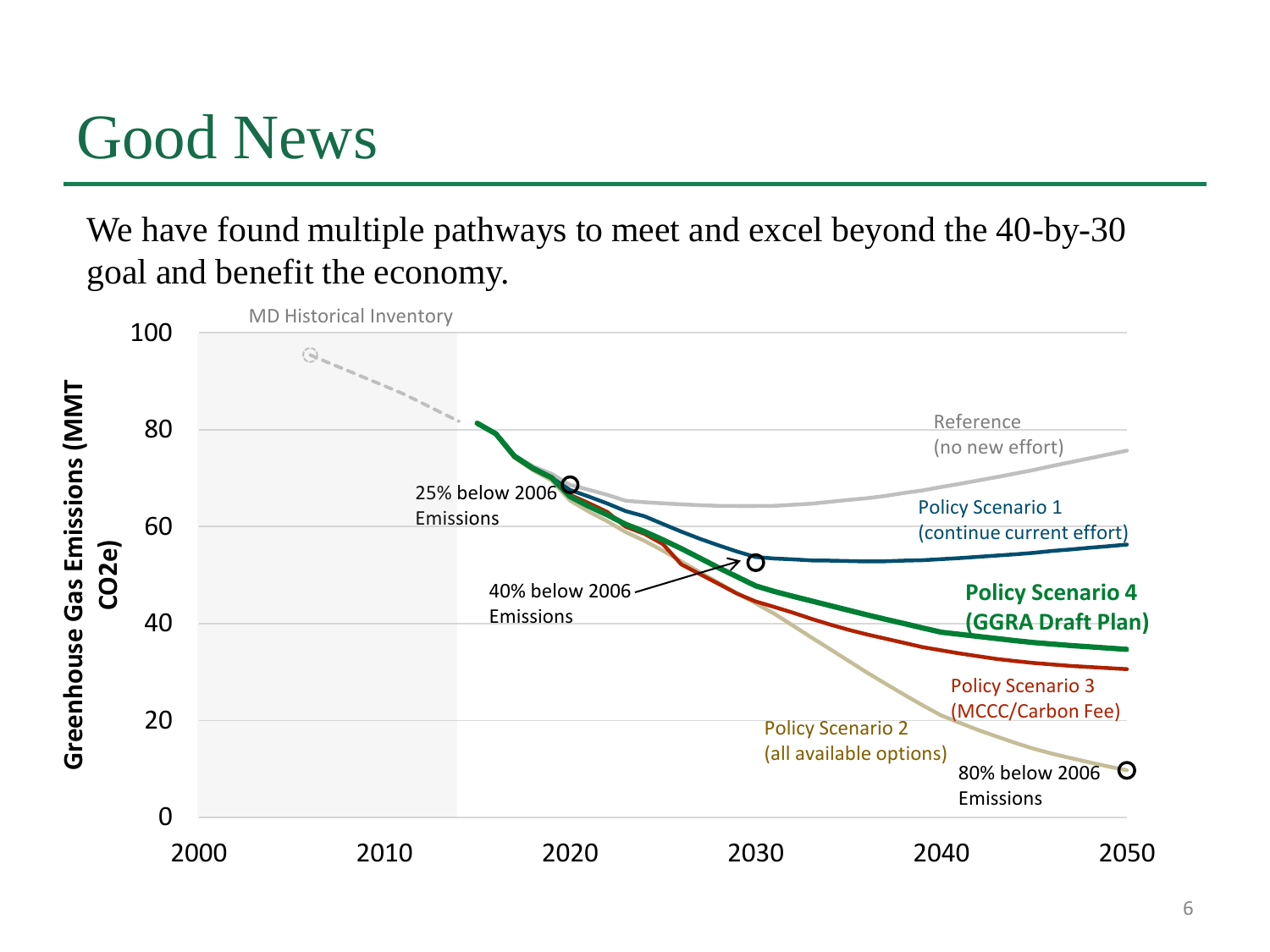# Good News

We have found multiple pathways to meet and excel beyond the 40-by-30 goal and benefit the economy.

Greenhouse Gas Emissions (MMT CO2e)

100
80
60
40
20
0

2000 2010 2020 2030 2040 2050

MD Historical Inventory

Reference (no new effort)

Policy Scenario 1 (continue current effort)

**Policy Scenario 4 (GGRA Draft Plan)**

Policy Scenario 3 (MCCC/Carbon Fee)

Policy Scenario 2 (all available options)

25% below 2006 Emissions

40% below 2006 Emissions

80% below 2006 Emissions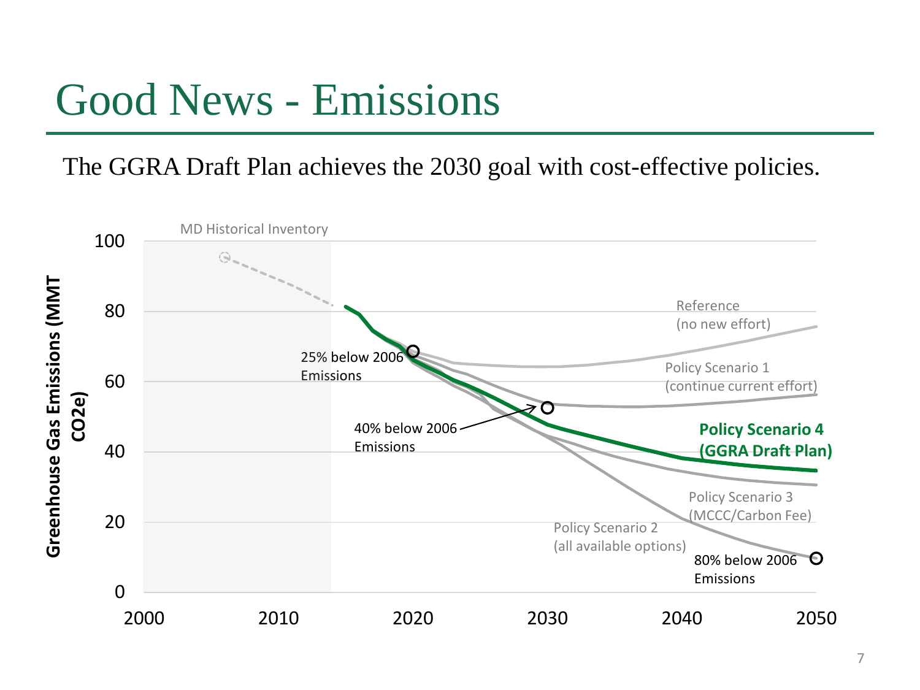# Good News - Emissions

The GGRA Draft Plan achieves the 2030 goal with cost-effective policies.

Greenhouse Gas Emissions (MMT CO2e)

MD Historical Inventory

Reference (no new effort)

Policy Scenario 1 (continue current effort)

**Policy Scenario 4 (GGRA Draft Plan)**

Policy Scenario 3 (MCCC/Carbon Fee)

Policy Scenario 2 (all available options)

25% below 2006 Emissions

40% below 2006 Emissions

80% below 2006 Emissions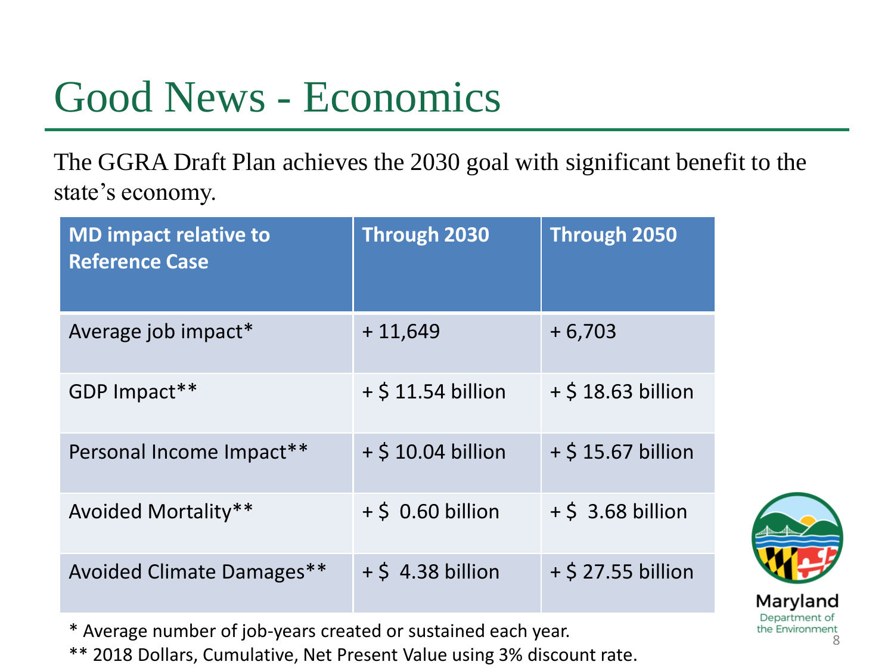# Good News - Economics

The GGRA Draft Plan achieves the 2030 goal with significant benefit to the state's economy.

| MD impact relative to Reference Case | Through 2030 | Through 2050 |
| --- | --- | --- |
| Average job impact* | + 11,649 | + 6,703 |
| GDP Impact** | + $ 11.54 billion | + $ 18.63 billion |
| Personal Income Impact** | + $ 10.04 billion | + $ 15.67 billion |
| Avoided Mortality** | + $ 0.60 billion | + $ 3.68 billion |
| Avoided Climate Damages** | + $ 4.38 billion | + $ 27.55 billion |

* Average number of job-years created or sustained each year.

** 2018 Dollars, Cumulative, Net Present Value using 3% discount rate.

Maryland Department of the Environment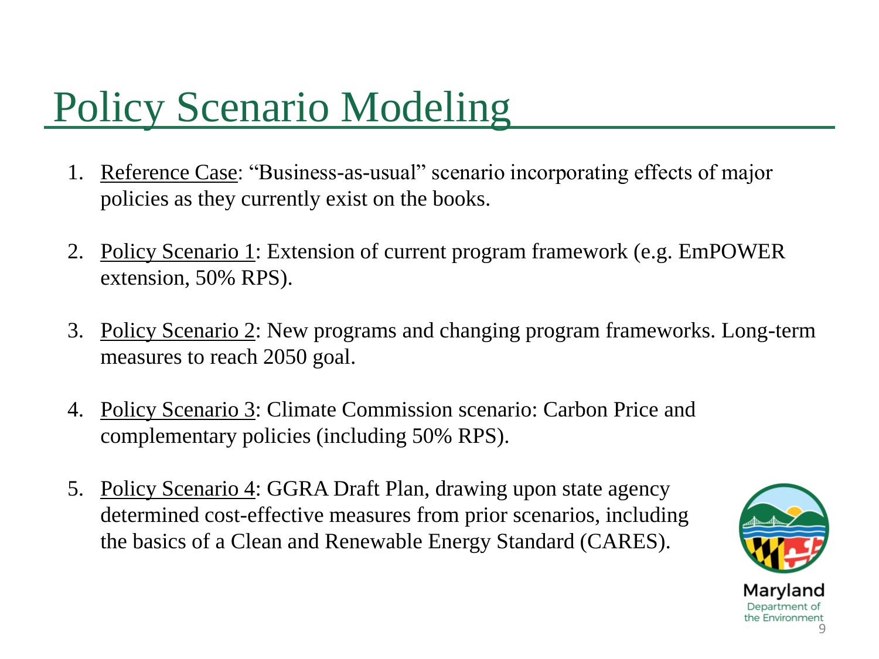# Policy Scenario Modeling

1. Reference Case: "Business-as-usual" scenario incorporating effects of major policies as they currently exist on the books.

2. Policy Scenario 1: Extension of current program framework (e.g. EmPOWER extension, 50% RPS).

3. Policy Scenario 2: New programs and changing program frameworks. Long-term measures to reach 2050 goal.

4. Policy Scenario 3: Climate Commission scenario: Carbon Price and complementary policies (including 50% RPS).

5. Policy Scenario 4: GGRA Draft Plan, drawing upon state agency determined cost-effective measures from prior scenarios, including the basics of a Clean and Renewable Energy Standard (CARES).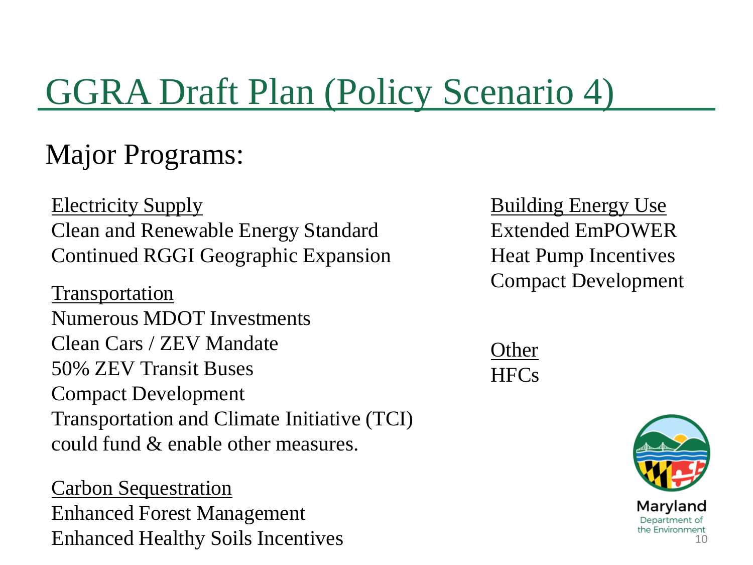# GGRA Draft Plan (Policy Scenario 4)

## Major Programs:

Electricity Supply
Clean and Renewable Energy Standard
Continued RGGI Geographic Expansion

Transportation
Numerous MDOT Investments
Clean Cars / ZEV Mandate
50% ZEV Transit Buses
Compact Development
Transportation and Climate Initiative (TCI) could fund & enable other measures.

Carbon Sequestration
Enhanced Forest Management
Enhanced Healthy Soils Incentives

Building Energy Use
Extended EmPOWER
Heat Pump Incentives
Compact Development

Other
HFCs

Maryland Department of the Environment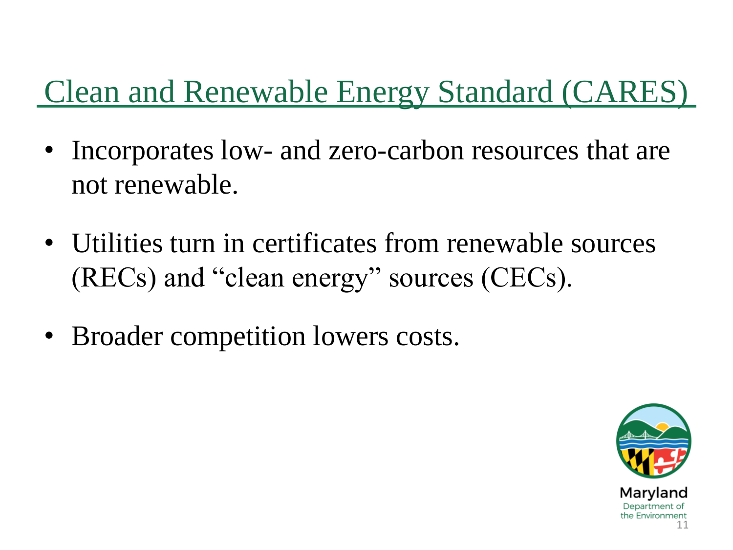# Clean and Renewable Energy Standard (CARES)

- Incorporates low- and zero-carbon resources that are not renewable.
- Utilities turn in certificates from renewable sources (RECs) and "clean energy" sources (CECs).
- Broader competition lowers costs.

Maryland Department of the Environment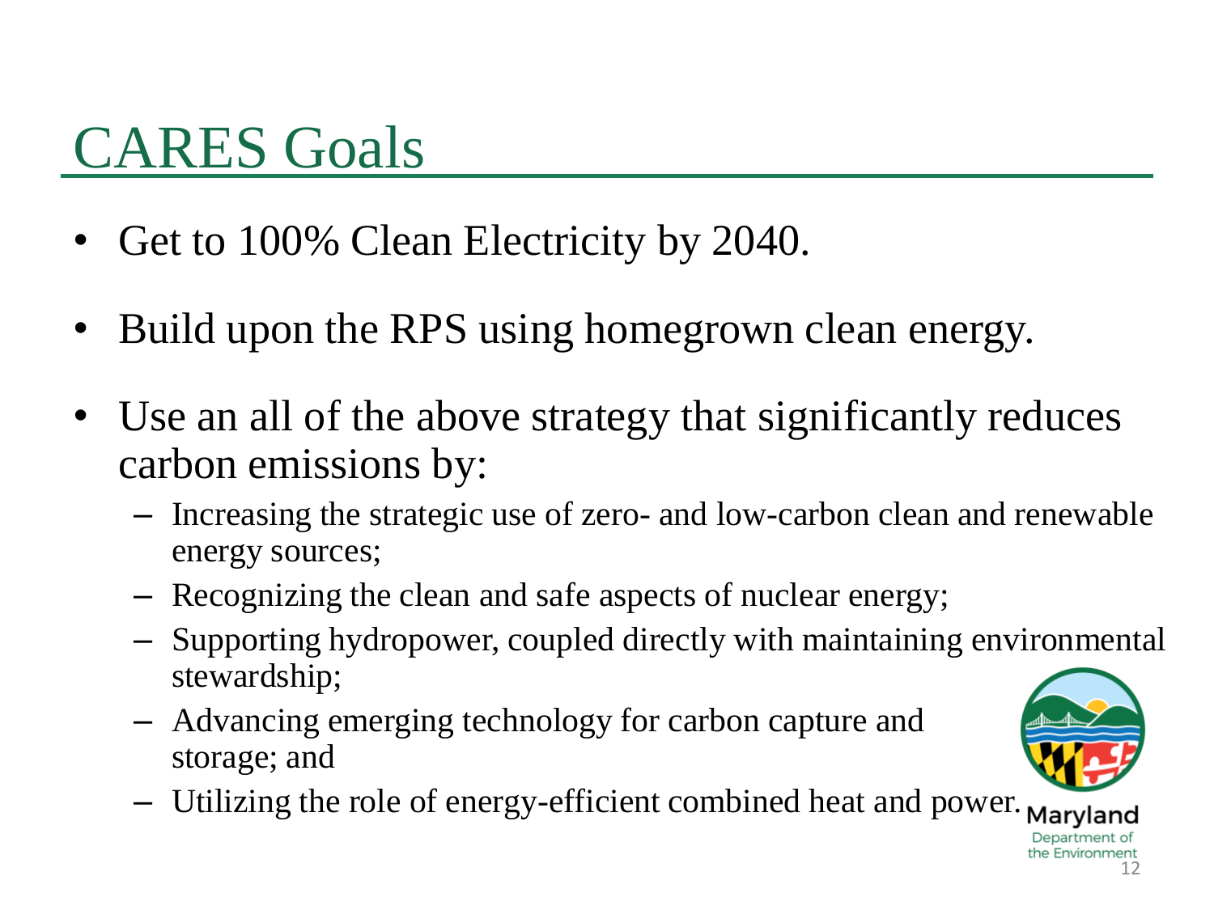# CARES Goals

- Get to 100% Clean Electricity by 2040.
- Build upon the RPS using homegrown clean energy.
- Use an all of the above strategy that significantly reduces carbon emissions by:
  - Increasing the strategic use of zero- and low-carbon clean and renewable energy sources;
  - Recognizing the clean and safe aspects of nuclear energy;
  - Supporting hydropower, coupled directly with maintaining environmental stewardship;
  - Advancing emerging technology for carbon capture and storage; and
  - Utilizing the role of energy-efficient combined heat and power.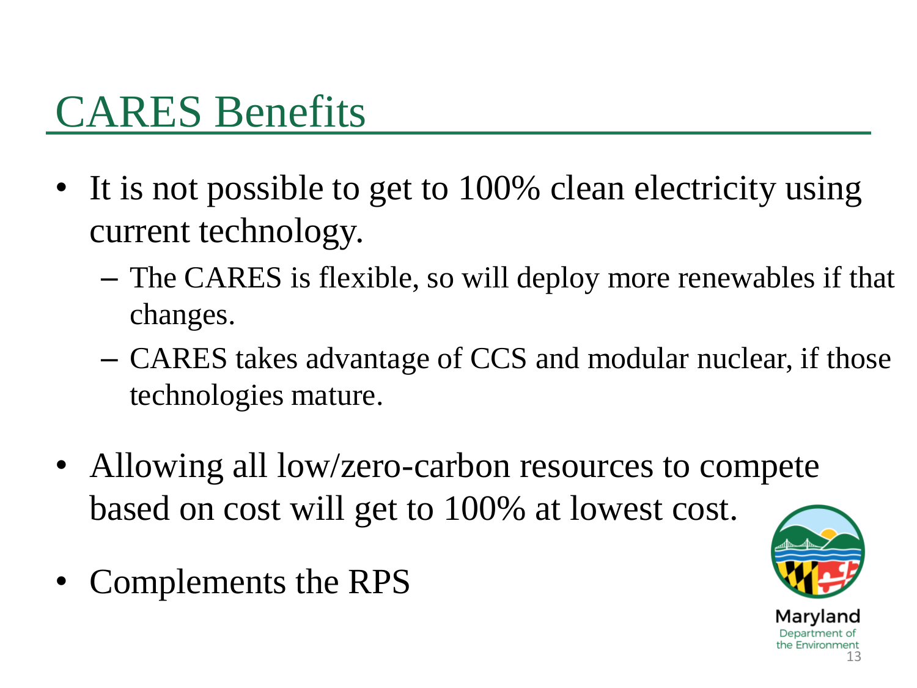# CARES Benefits

- It is not possible to get to 100% clean electricity using current technology.
  - The CARES is flexible, so will deploy more renewables if that changes.
  - CARES takes advantage of CCS and modular nuclear, if those technologies mature.
- Allowing all low/zero-carbon resources to compete based on cost will get to 100% at lowest cost.
- Complements the RPS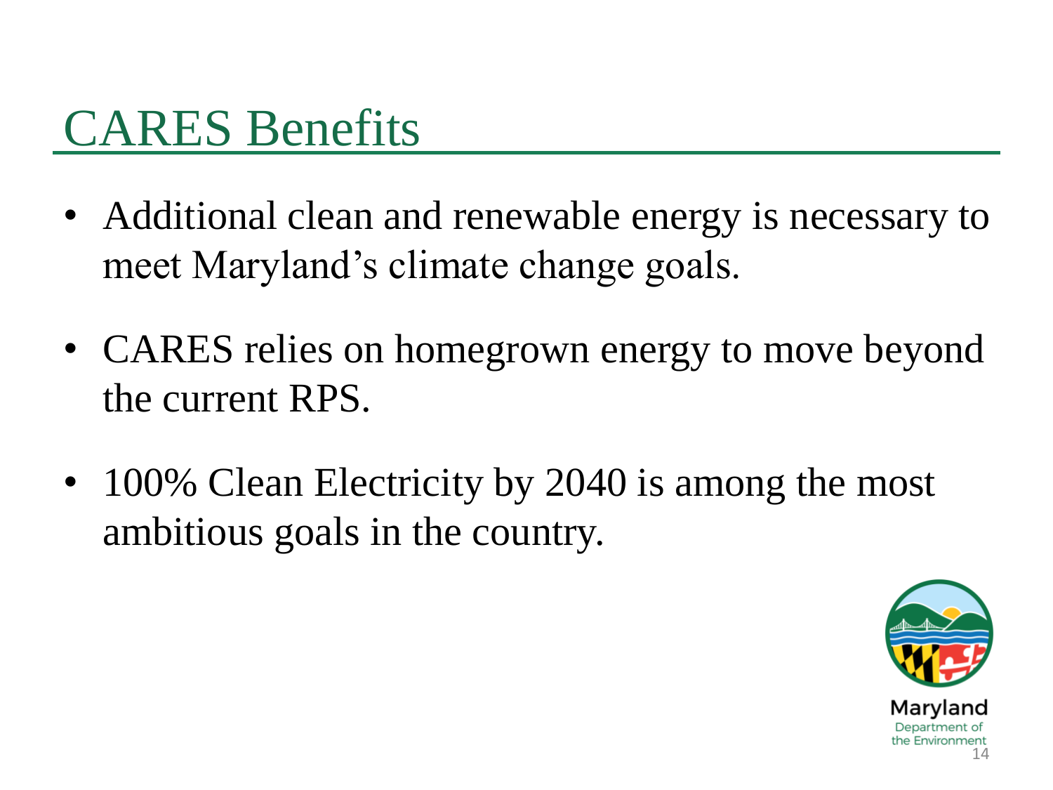# CARES Benefits

- Additional clean and renewable energy is necessary to meet Maryland's climate change goals.
- CARES relies on homegrown energy to move beyond the current RPS.
- 100% Clean Electricity by 2040 is among the most ambitious goals in the country.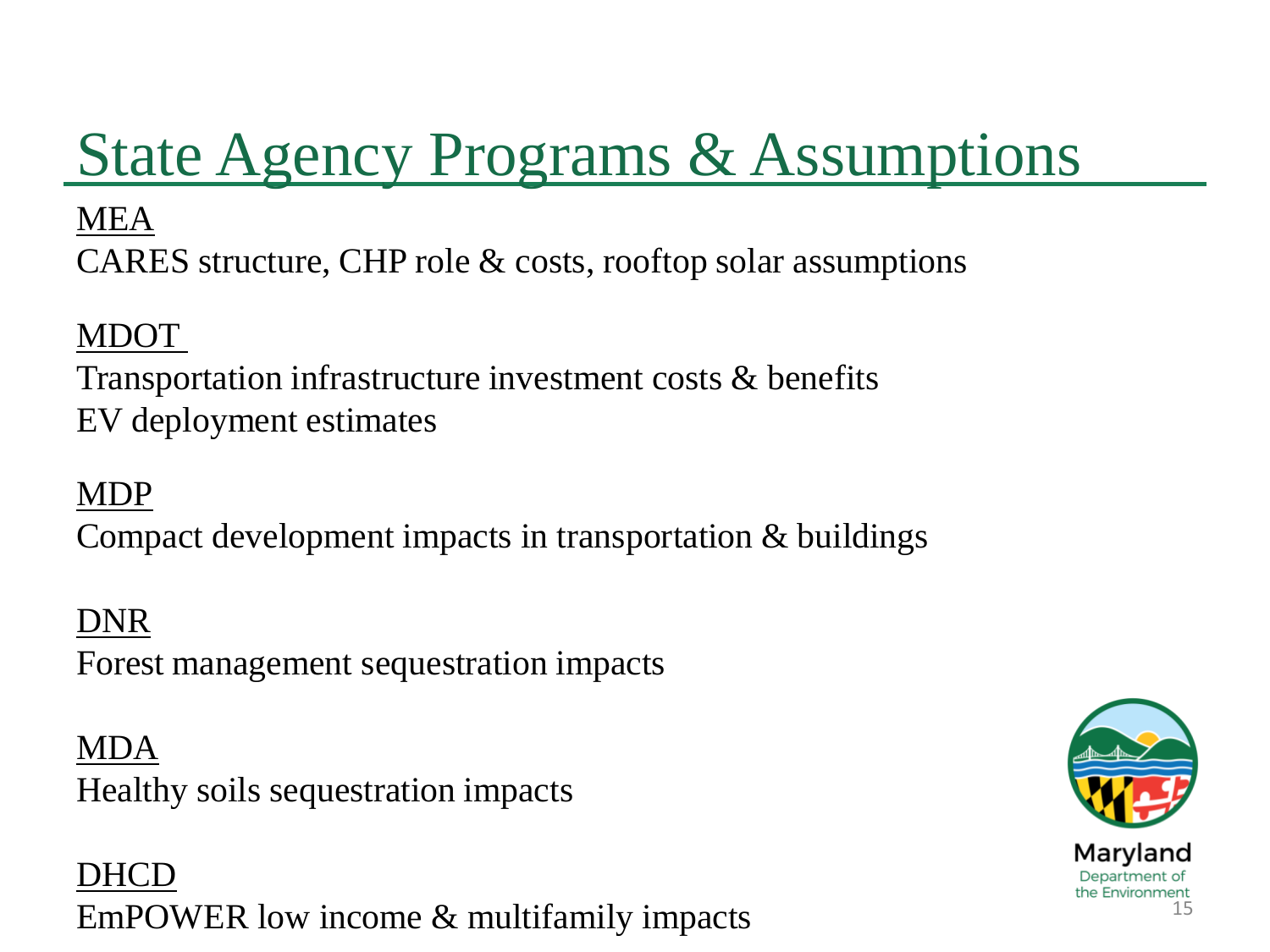# State Agency Programs & Assumptions

MEA

CARES structure, CHP role & costs, rooftop solar assumptions

MDOT

Transportation infrastructure investment costs & benefits

EV deployment estimates

MDP

Compact development impacts in transportation & buildings

DNR

Forest management sequestration impacts

MDA

Healthy soils sequestration impacts

DHCD

EmPOWER low income & multifamily impacts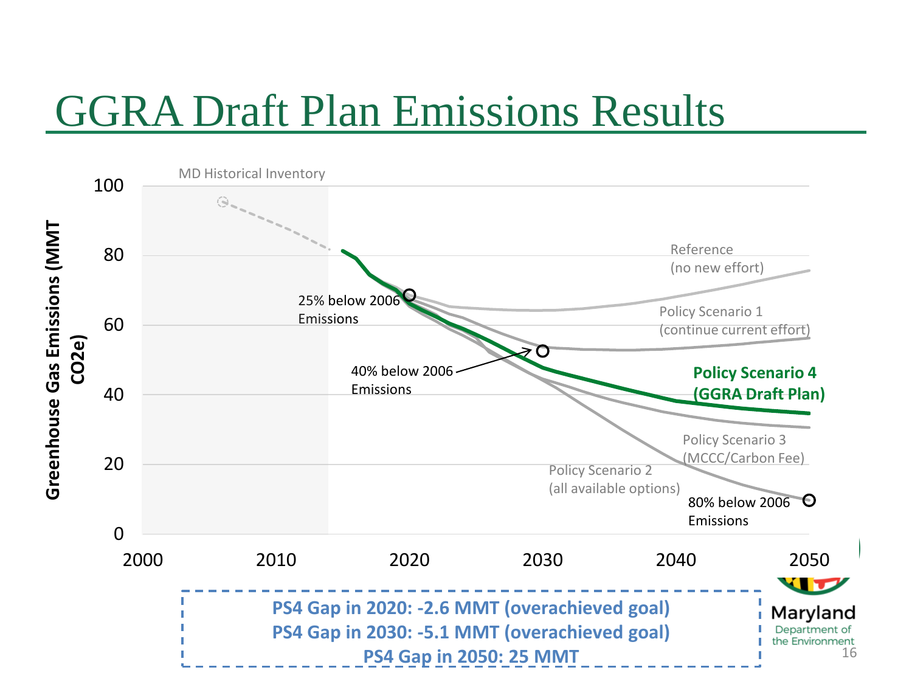# GGRA Draft Plan Emissions Results

Greenhouse Gas Emissions (MMT CO2e)

MD Historical Inventory

Reference (no new effort)

Policy Scenario 1 (continue current effort)

**Policy Scenario 4 (GGRA Draft Plan)**

Policy Scenario 3 (MCCC/Carbon Fee)

Policy Scenario 2 (all available options)

25% below 2006 Emissions

40% below 2006 Emissions

80% below 2006 Emissions

**PS4 Gap in 2020: -2.6 MMT (overachieved goal)**
**PS4 Gap in 2030: -5.1 MMT (overachieved goal)**
**PS4 Gap in 2050: 25 MMT**

Maryland Department of the Environment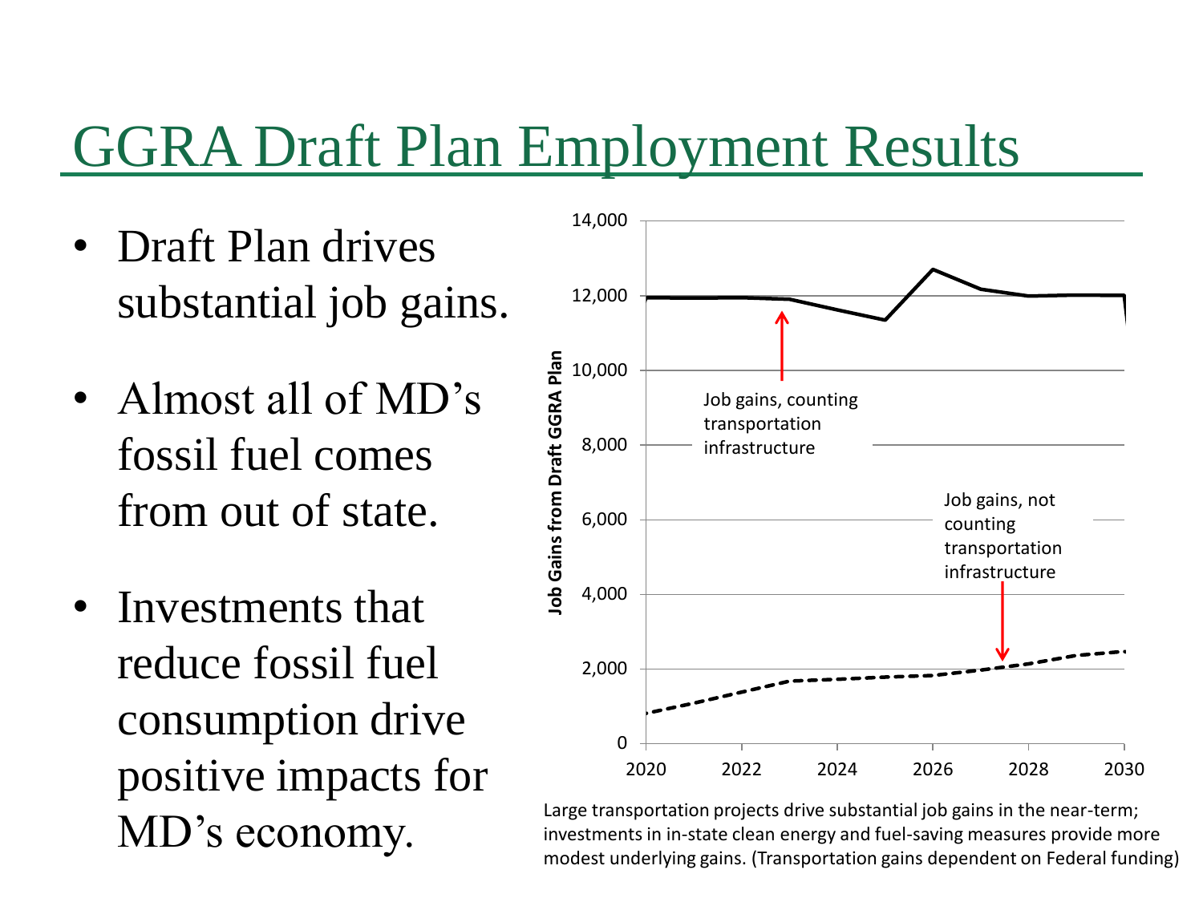# GGRA Draft Plan Employment Results

- Draft Plan drives substantial job gains.
- Almost all of MD's fossil fuel comes from out of state.
- Investments that reduce fossil fuel consumption drive positive impacts for MD's economy.

Job gains, counting transportation infrastructure

Job gains, not counting transportation infrastructure

Job Gains from Draft GGRA Plan

Large transportation projects drive substantial job gains in the near-term; investments in in-state clean energy and fuel-saving measures provide more modest underlying gains. (Transportation gains dependent on Federal funding)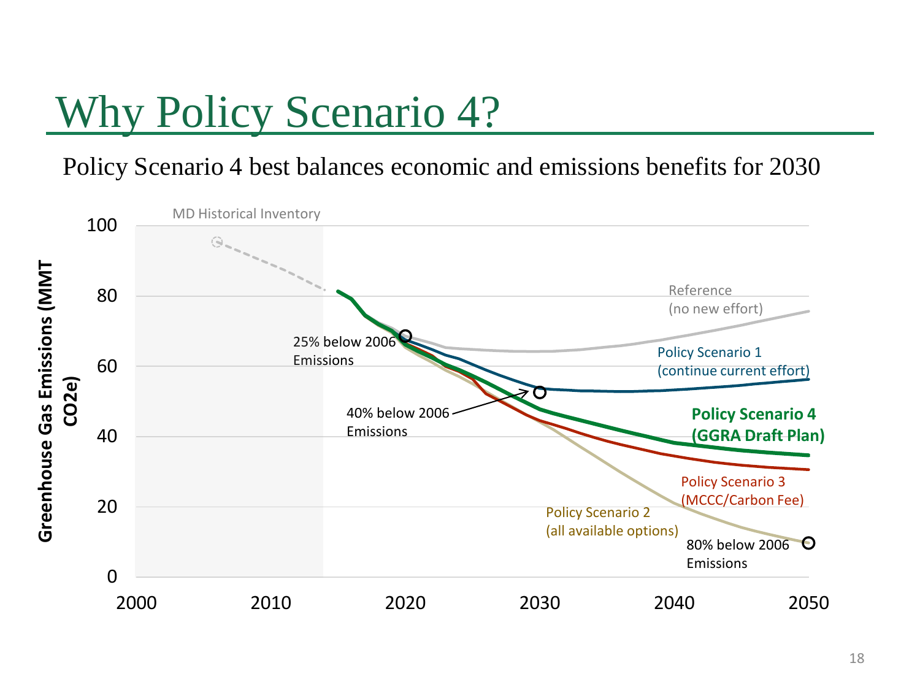# Why Policy Scenario 4?

Policy Scenario 4 best balances economic and emissions benefits for 2030

Greenhouse Gas Emissions (MMT $CO_2e$)

MD Historical Inventory

Reference (no new effort)

Policy Scenario 1 (continue current effort)

**Policy Scenario 4 (GGRA Draft Plan)**

Policy Scenario 3 (MCCC/Carbon Fee)

Policy Scenario 2 (all available options)

25% below 2006 Emissions

40% below 2006 Emissions

80% below 2006 Emissions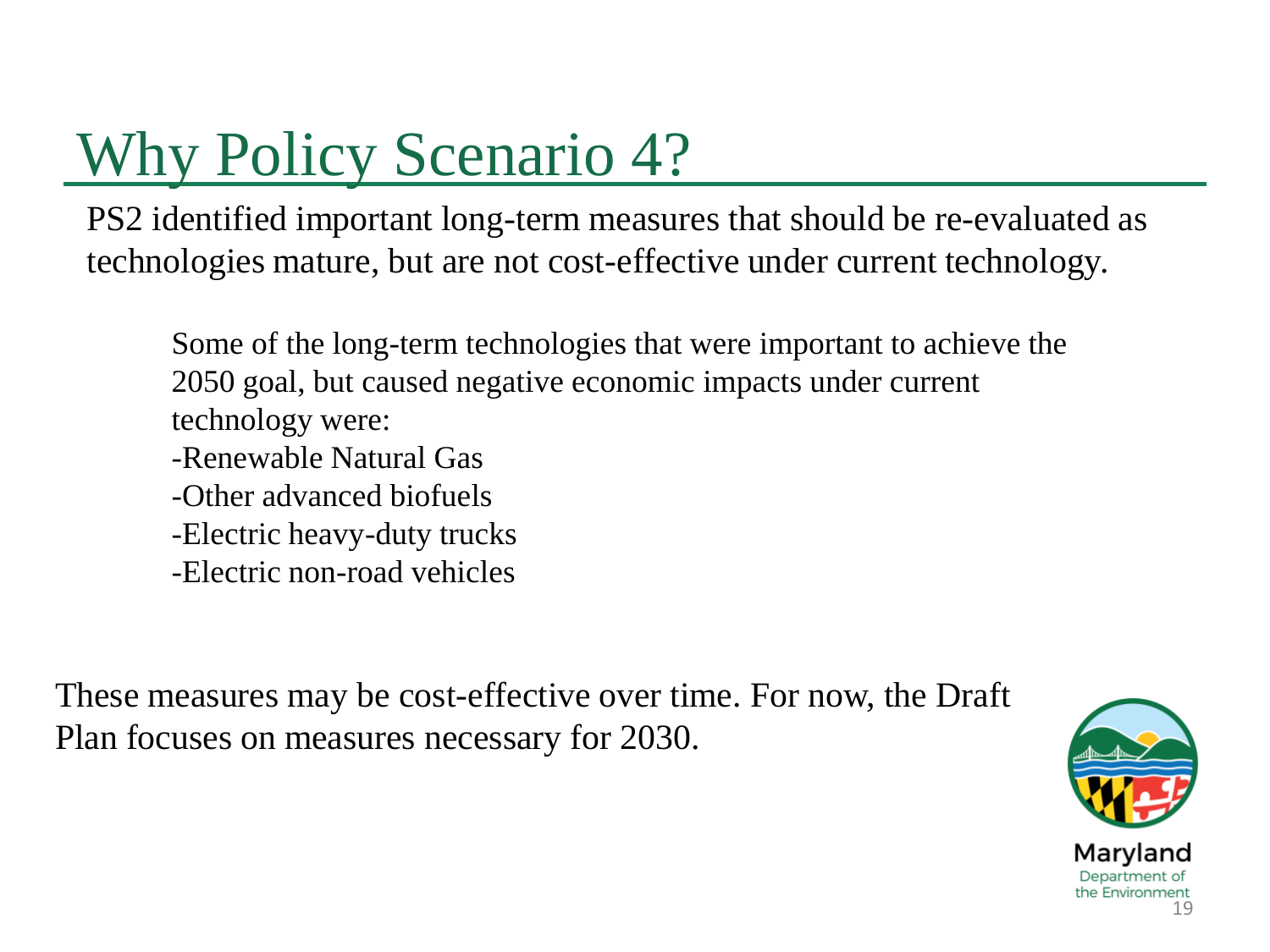# Why Policy Scenario 4?

PS2 identified important long-term measures that should be re-evaluated as technologies mature, but are not cost-effective under current technology.

Some of the long-term technologies that were important to achieve the 2050 goal, but caused negative economic impacts under current technology were:

- Renewable Natural Gas
- Other advanced biofuels
- Electric heavy-duty trucks
- Electric non-road vehicles

These measures may be cost-effective over time. For now, the Draft Plan focuses on measures necessary for 2030.

Maryland Department of the Environment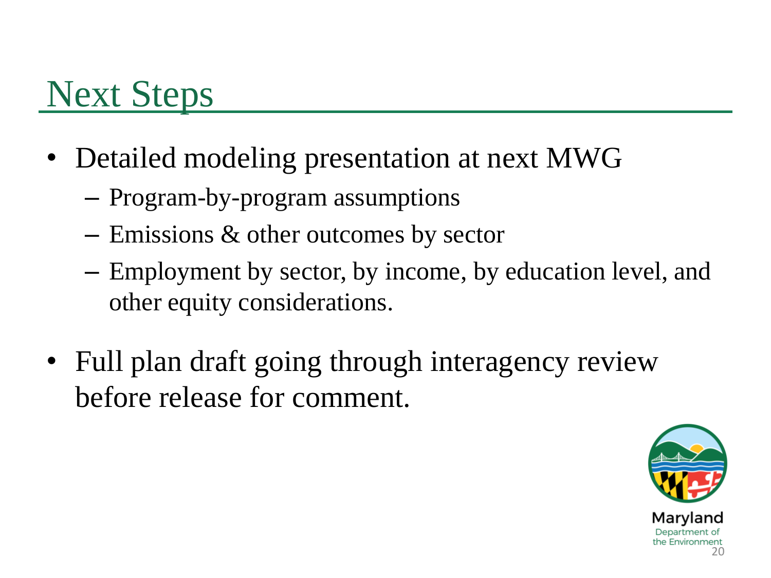# Next Steps

- Detailed modeling presentation at next MWG
  - Program-by-program assumptions
  - Emissions & other outcomes by sector
  - Employment by sector, by income, by education level, and other equity considerations.
- Full plan draft going through interagency review before release for comment.

Maryland Department of the Environment